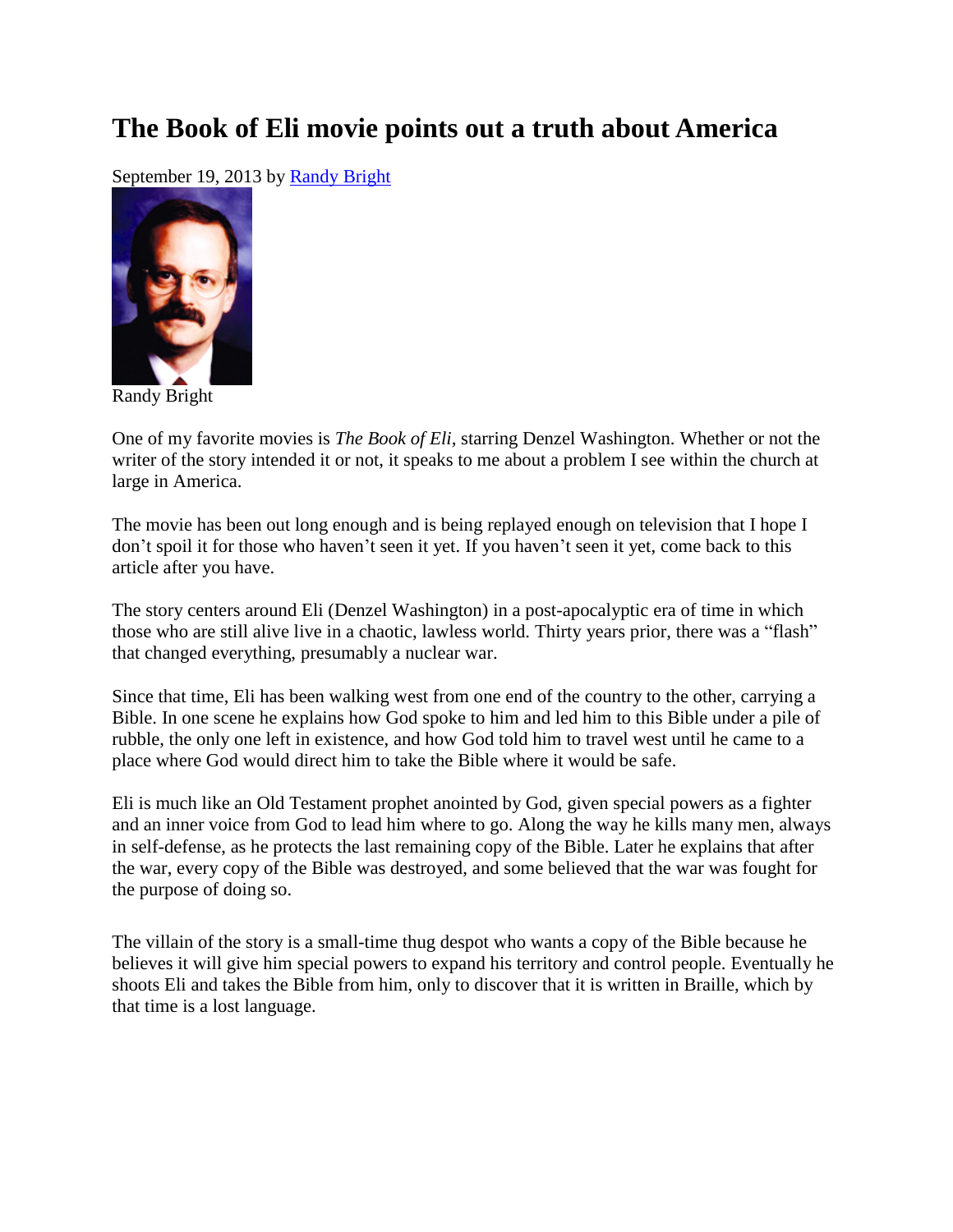# The Book of Eli movie points out a truth about America

September 19, 2013 by [Randy Bright]

Randy Bright

One of my favorite movies is *The Book of Eli*, starring Denzel Washington. Whether or not the writer of the story intended it or not, it speaks to me about a problem I see within the church at large in America.

The movie has been out long enough and is being replayed enough on television that I hope I don't spoil it for those who haven't seen it yet. If you haven't seen it yet, come back to this article after you have.

The story centers around Eli (Denzel Washington) in a post-apocalyptic era of time in which those who are still alive live in a chaotic, lawless world. Thirty years prior, there was a "flash" that changed everything, presumably a nuclear war.

Since that time, Eli has been walking west from one end of the country to the other, carrying a Bible. In one scene he explains how God spoke to him and led him to this Bible under a pile of rubble, the only one left in existence, and how God told him to travel west until he came to a place where God would direct him to take the Bible where it would be safe.

Eli is much like an Old Testament prophet anointed by God, given special powers as a fighter and an inner voice from God to lead him where to go. Along the way he kills many men, always in self-defense, as he protects the last remaining copy of the Bible. Later he explains that after the war, every copy of the Bible was destroyed, and some believed that the war was fought for the purpose of doing so.

The villain of the story is a small-time thug despot who wants a copy of the Bible because he believes it will give him special powers to expand his territory and control people. Eventually he shoots Eli and takes the Bible from him, only to discover that it is written in Braille, which by that time is a lost language.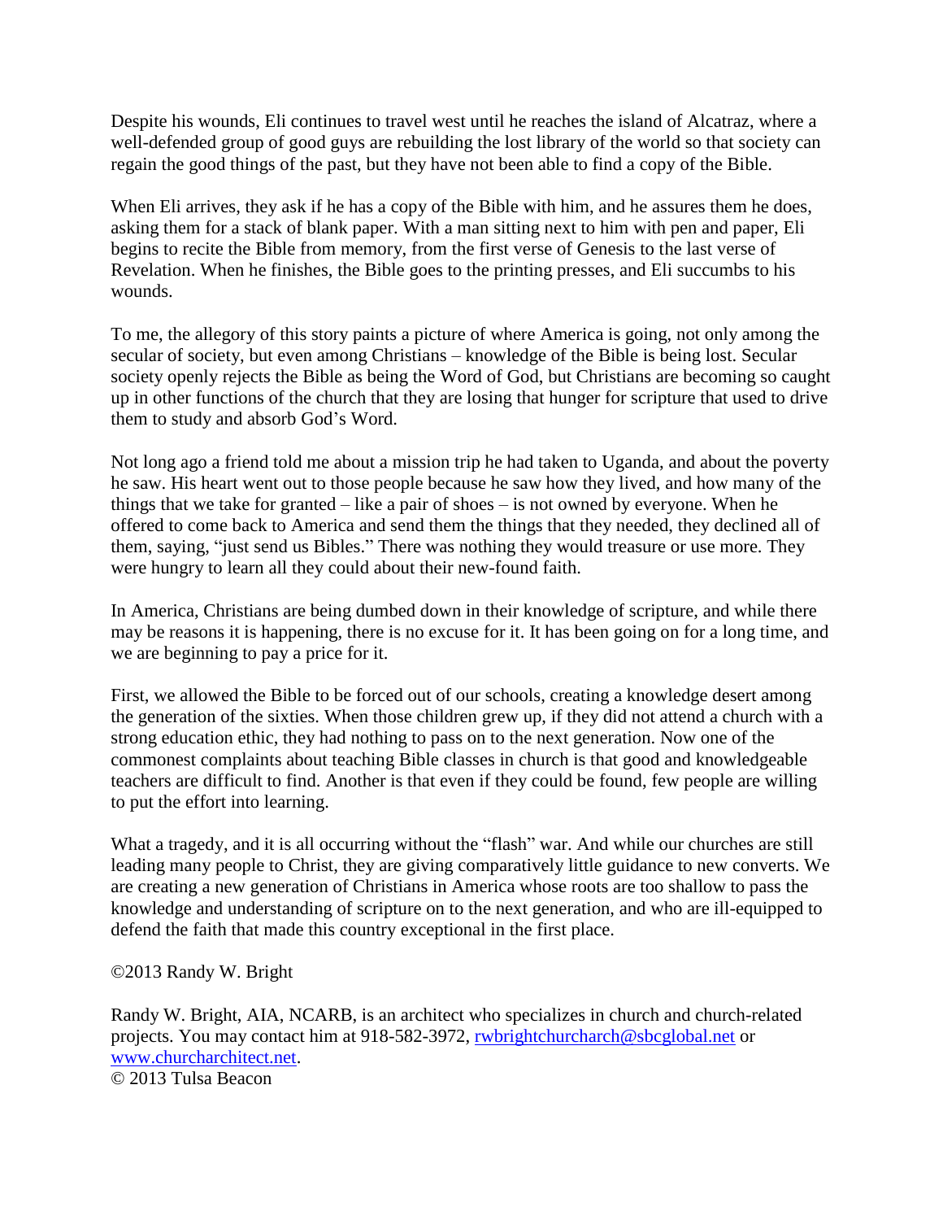Despite his wounds, Eli continues to travel west until he reaches the island of Alcatraz, where a well-defended group of good guys are rebuilding the lost library of the world so that society can regain the good things of the past, but they have not been able to find a copy of the Bible.

When Eli arrives, they ask if he has a copy of the Bible with him, and he assures them he does, asking them for a stack of blank paper. With a man sitting next to him with pen and paper, Eli begins to recite the Bible from memory, from the first verse of Genesis to the last verse of Revelation. When he finishes, the Bible goes to the printing presses, and Eli succumbs to his wounds.

To me, the allegory of this story paints a picture of where America is going, not only among the secular of society, but even among Christians – knowledge of the Bible is being lost. Secular society openly rejects the Bible as being the Word of God, but Christians are becoming so caught up in other functions of the church that they are losing that hunger for scripture that used to drive them to study and absorb God's Word.

Not long ago a friend told me about a mission trip he had taken to Uganda, and about the poverty he saw. His heart went out to those people because he saw how they lived, and how many of the things that we take for granted – like a pair of shoes – is not owned by everyone. When he offered to come back to America and send them the things that they needed, they declined all of them, saying, "just send us Bibles." There was nothing they would treasure or use more. They were hungry to learn all they could about their new-found faith.

In America, Christians are being dumbed down in their knowledge of scripture, and while there may be reasons it is happening, there is no excuse for it. It has been going on for a long time, and we are beginning to pay a price for it.

First, we allowed the Bible to be forced out of our schools, creating a knowledge desert among the generation of the sixties. When those children grew up, if they did not attend a church with a strong education ethic, they had nothing to pass on to the next generation. Now one of the commonest complaints about teaching Bible classes in church is that good and knowledgeable teachers are difficult to find. Another is that even if they could be found, few people are willing to put the effort into learning.

What a tragedy, and it is all occurring without the "flash" war. And while our churches are still leading many people to Christ, they are giving comparatively little guidance to new converts. We are creating a new generation of Christians in America whose roots are too shallow to pass the knowledge and understanding of scripture on to the next generation, and who are ill-equipped to defend the faith that made this country exceptional in the first place.

©2013 Randy W. Bright

Randy W. Bright, AIA, NCARB, is an architect who specializes in church and church-related projects. You may contact him at 918-582-3972, [rwbrightchurcharch@sbcglobal.net](mailto:rwbrightchurcharch@sbcglobal.net) or [www.churcharchitect.net](http://www.churcharchitect.net).
© 2013 Tulsa Beacon